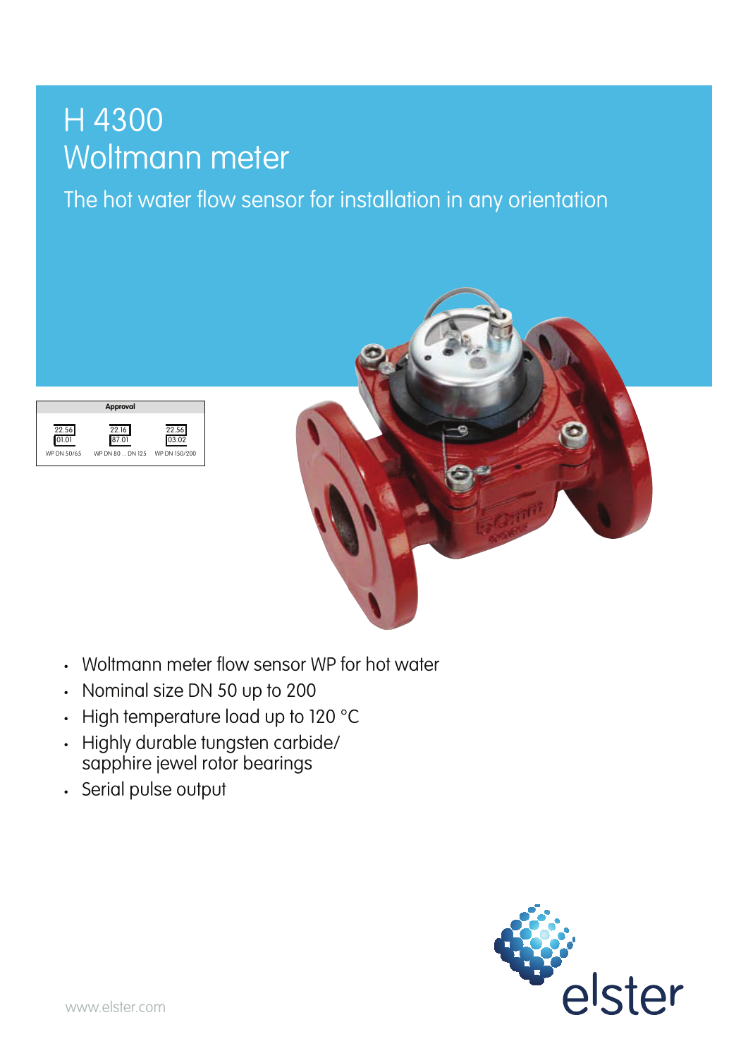# H 4300
# Woltmann meter

## The hot water flow sensor for installation in any orientation

| Approval | | |
|---|---|---|
| 22.56 / 01.01 | 22.16 / 87.01 | 22.56 / 03.02 |
| WP DN 50/65 | WP DN 80 ... DN 125 | WP DN 150/200 |

- Woltmann meter flow sensor WP for hot water
- Nominal size DN 50 up to 200
- High temperature load up to 120 °C
- Highly durable tungsten carbide/ sapphire jewel rotor bearings
- Serial pulse output

elster

www.elster.com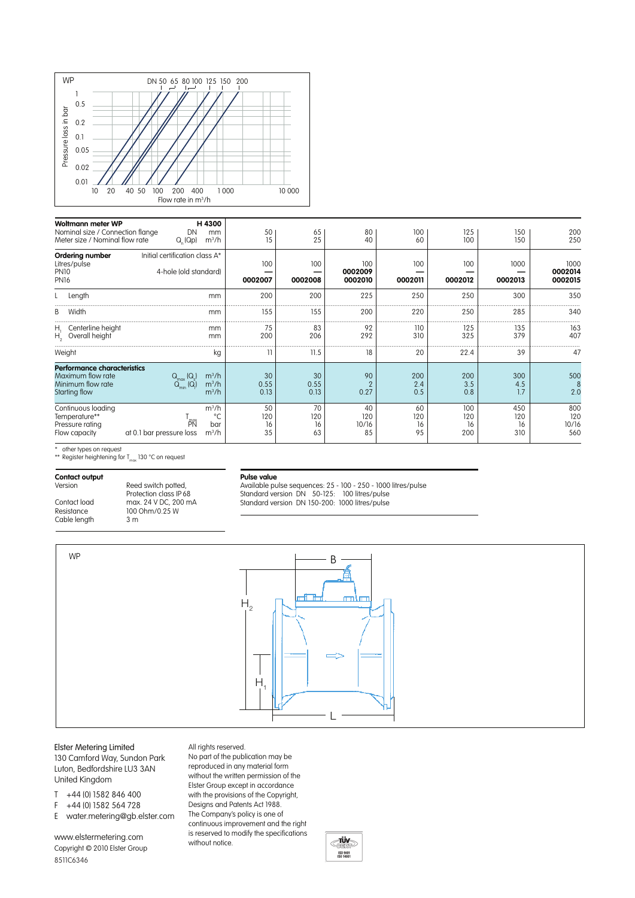WP

DN 50 65 80 100 125 150 200

Pressure loss in bar

1
0.5
0.2
0.1
0.05
0.02
0.01

10 20 40 50 100 200 400 1 000 10 000

Flow rate in m³/h

| Woltmann meter WP | | H 4300 | | | | | | | |
|---|---|---|---|---|---|---|---|---|---|
| Nominal size / Connection flange | DN | mm | 50 | 65 | 80 | 100 | 125 | 150 | 200 |
| Meter size / Nominal flow rate | $Q_n$ (Qp) | m³/h | 15 | 25 | 40 | 60 | 100 | 150 | 250 |
| **Ordering number** | Initial certification class A* | | | | | | | | |
| Litres/pulse | | | 100 | 100 | 100 | 100 | 100 | 1000 | 1000 |
| PN10 | 4-hole (old standard) | | — | — | **0002009** | — | — | — | **0002014** |
| PN16 | | | **0002007** | **0002008** | **0002010** | **0002011** | **0002012** | **0002013** | **0002015** |
| L Length | | mm | 200 | 200 | 225 | 250 | 250 | 300 | 350 |
| B Width | | mm | 155 | 155 | 200 | 220 | 250 | 285 | 340 |
| $H_1$ Centerline height | | mm | 75 | 83 | 92 | 110 | 125 | 135 | 163 |
| $H_2$ Overall height | | mm | 200 | 206 | 292 | 310 | 325 | 379 | 407 |
| Weight | | kg | 11 | 11.5 | 18 | 20 | 22.4 | 39 | 47 |
| **Performance characteristics** | | | | | | | | | |
| Maximum flow rate | $Q_{max}$ ($Q_s$) | m³/h | 30 | 30 | 90 | 200 | 200 | 300 | 500 |
| Minimum flow rate | $Q_{min}$ ($Q_i$) | m³/h | 0.55 | 0.55 | 2 | 2.4 | 3.5 | 4.5 | 8 |
| Starting flow | | m³/h | 0.13 | 0.13 | 0.27 | 0.5 | 0.8 | 1.7 | 2.0 |
| Continuous loading | | m³/h | 50 | 70 | 40 | 60 | 100 | 450 | 800 |
| Temperature** | $T_{max}$ | °C | 120 | 120 | 120 | 120 | 120 | 120 | 120 |
| Pressure rating | PN | bar | 16 | 16 | 10/16 | 16 | 16 | 16 | 10/16 |
| Flow capacity | at 0.1 bar pressure loss | m³/h | 35 | 63 | 85 | 95 | 200 | 310 | 560 |

\* other types on request
\** Register heightening for $T_{max}$ 130 °C on request

**Contact output**

| | |
|---|---|
| Version | Reed switch potted, Protection class IP 68 |
| Contact load | max. 24 V DC, 200 mA |
| Resistance | 100 Ohm/0.25 W |
| Cable length | 3 m |

**Pulse value**

Available pulse sequences: 25 - 100 - 250 - 1000 litres/pulse
Standard version DN 50-125: 100 litres/pulse
Standard version DN 150-200: 1000 litres/pulse

WP

B
$H_2$
$H_1$
L

Elster Metering Limited
130 Camford Way, Sundon Park
Luton, Bedfordshire LU3 3AN
United Kingdom

T +44 (0) 1582 846 400
F +44 (0) 1582 564 728
E water.metering@gb.elster.com

www.elstermetering.com
Copyright © 2010 Elster Group
8511C6346

All rights reserved.
No part of the publication may be reproduced in any material form without the written permission of the Elster Group except in accordance with the provisions of the Copyright, Designs and Patents Act 1988.
The Company's policy is one of continuous improvement and the right is reserved to modify the specifications without notice.

TÜV CERT ISO 9001 ISO 14001